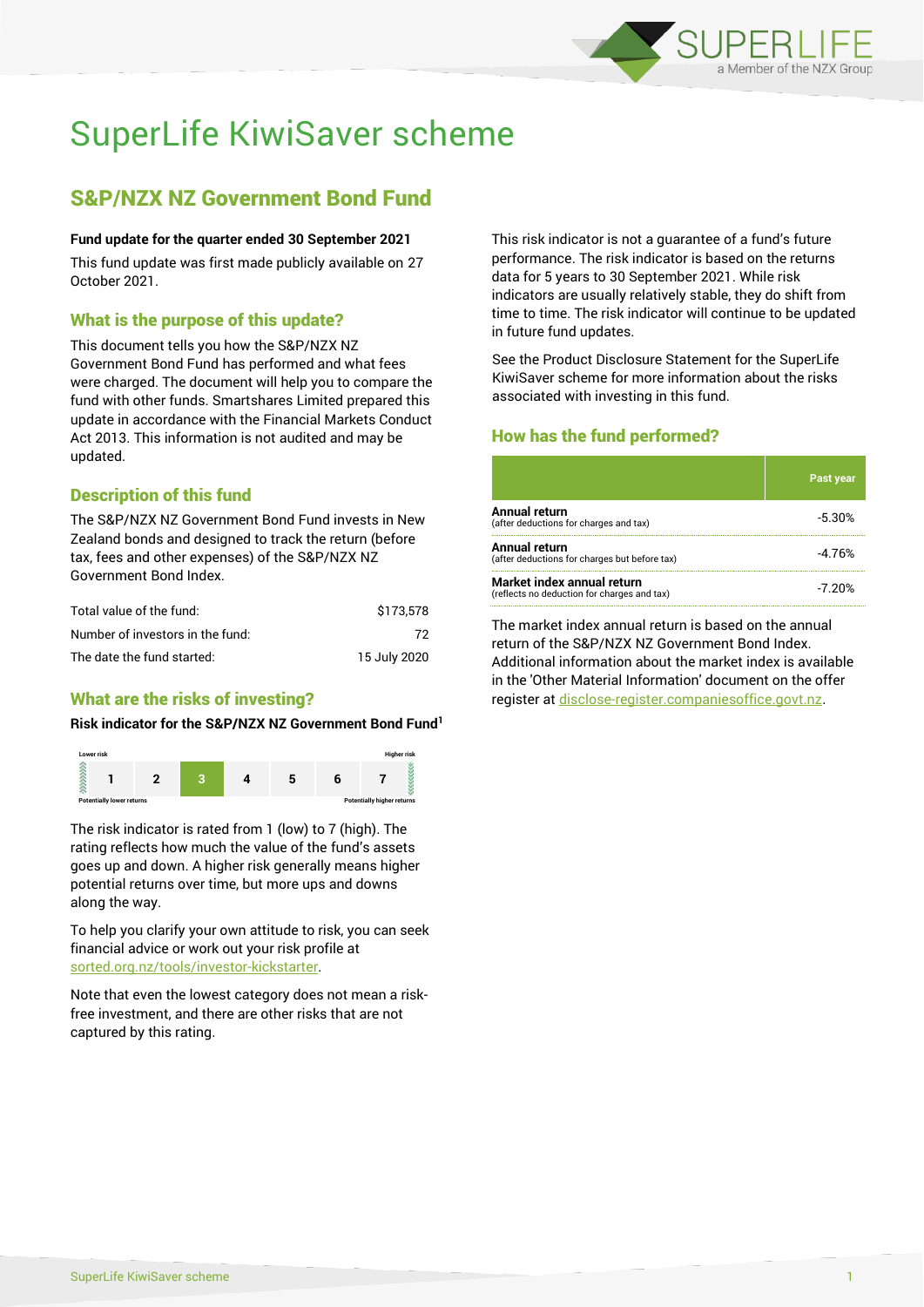# SuperLife KiwiSaver scheme

## S&P/NZX NZ Government Bond Fund

**Fund update for the quarter ended 30 September 2021**

This fund update was first made publicly available on 27 October 2021.

### What is the purpose of this update?

This document tells you how the S&P/NZX NZ Government Bond Fund has performed and what fees were charged. The document will help you to compare the fund with other funds. Smartshares Limited prepared this update in accordance with the Financial Markets Conduct Act 2013. This information is not audited and may be updated.

### Description of this fund

The S&P/NZX NZ Government Bond Fund invests in New Zealand bonds and designed to track the return (before tax, fees and other expenses) of the S&P/NZX NZ Government Bond Index.

| | |
|---|---|
| Total value of the fund: | $173,578 |
| Number of investors in the fund: | 72 |
| The date the fund started: | 15 July 2020 |

### What are the risks of investing?

**Risk indicator for the S&P/NZX NZ Government Bond Fund[1]**

Lower risk — Higher risk

| 1 | 2 | **3** | 4 | 5 | 6 | 7 |
|---|---|---|---|---|---|---|

Potentially lower returns — Potentially higher returns

The risk indicator is rated from 1 (low) to 7 (high). The rating reflects how much the value of the fund's assets goes up and down. A higher risk generally means higher potential returns over time, but more ups and downs along the way.

To help you clarify your own attitude to risk, you can seek financial advice or work out your risk profile at sorted.org.nz/tools/investor-kickstarter.

Note that even the lowest category does not mean a risk-free investment, and there are other risks that are not captured by this rating.

This risk indicator is not a guarantee of a fund's future performance. The risk indicator is based on the returns data for 5 years to 30 September 2021. While risk indicators are usually relatively stable, they do shift from time to time. The risk indicator will continue to be updated in future fund updates.

See the Product Disclosure Statement for the SuperLife KiwiSaver scheme for more information about the risks associated with investing in this fund.

### How has the fund performed?

| | Past year |
|---|---|
| **Annual return** (after deductions for charges and tax) | -5.30% |
| **Annual return** (after deductions for charges but before tax) | -4.76% |
| **Market index annual return** (reflects no deduction for charges and tax) | -7.20% |

The market index annual return is based on the annual return of the S&P/NZX NZ Government Bond Index. Additional information about the market index is available in the 'Other Material Information' document on the offer register at disclose-register.companiesoffice.govt.nz.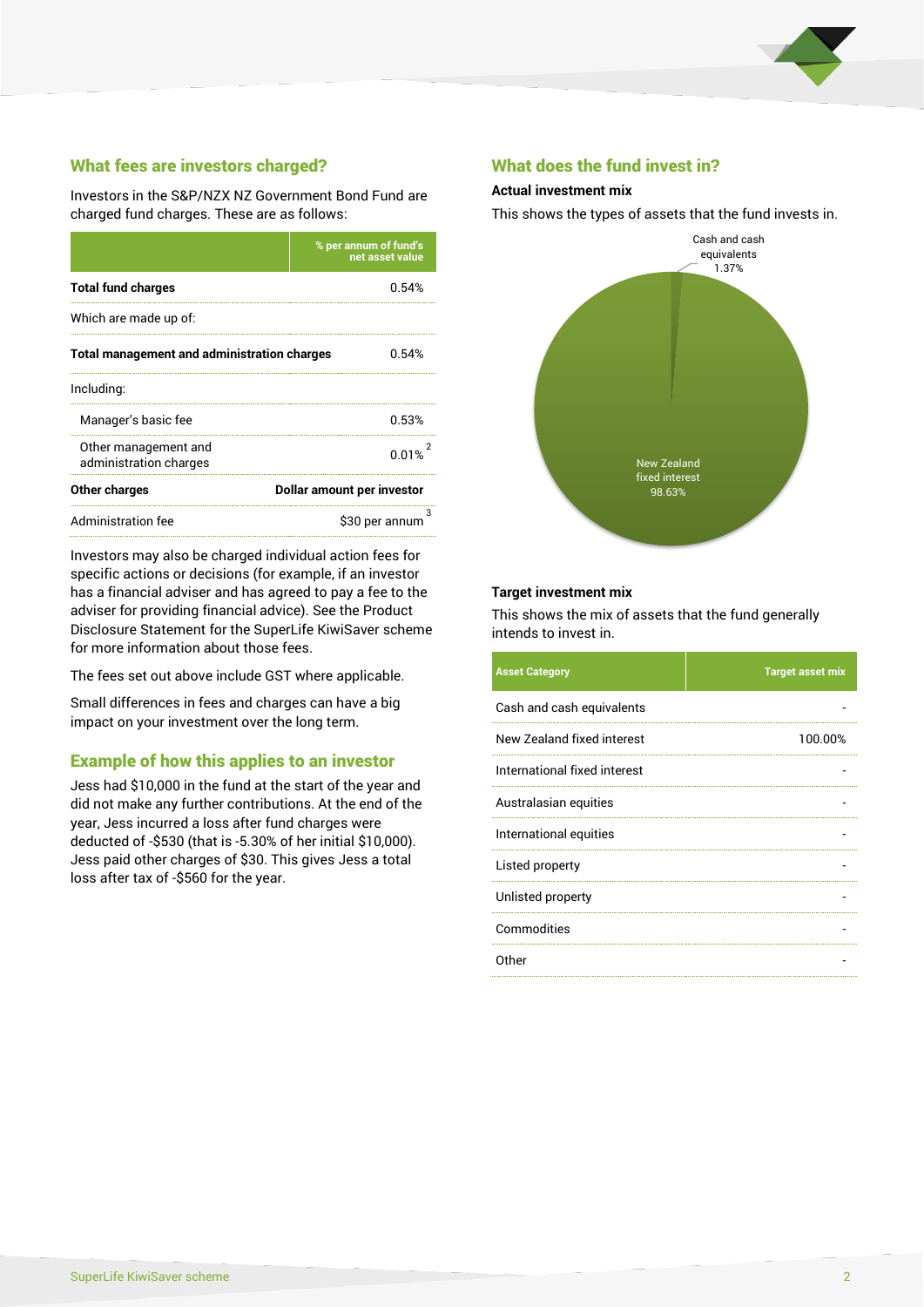## What fees are investors charged?

Investors in the S&P/NZX NZ Government Bond Fund are charged fund charges. These are as follows:

| | % per annum of fund's net asset value |
|---|---|
| **Total fund charges** | 0.54% |
| Which are made up of: | |
| **Total management and administration charges** | 0.54% |
| Including: | |
| Manager's basic fee | 0.53% |
| Other management and administration charges | 0.01% [2] |
| **Other charges** | **Dollar amount per investor** |
| Administration fee | $30 per annum [3] |

Investors may also be charged individual action fees for specific actions or decisions (for example, if an investor has a financial adviser and has agreed to pay a fee to the adviser for providing financial advice). See the Product Disclosure Statement for the SuperLife KiwiSaver scheme for more information about those fees.

The fees set out above include GST where applicable.

Small differences in fees and charges can have a big impact on your investment over the long term.

## Example of how this applies to an investor

Jess had $10,000 in the fund at the start of the year and did not make any further contributions. At the end of the year, Jess incurred a loss after fund charges were deducted of -$530 (that is -5.30% of her initial $10,000). Jess paid other charges of $30. This gives Jess a total loss after tax of -$560 for the year.

## What does the fund invest in?

### Actual investment mix

This shows the types of assets that the fund invests in.

Cash and cash equivalents 1.37%

New Zealand fixed interest 98.63%

### Target investment mix

This shows the mix of assets that the fund generally intends to invest in.

| Asset Category | Target asset mix |
|---|---|
| Cash and cash equivalents | - |
| New Zealand fixed interest | 100.00% |
| International fixed interest | - |
| Australasian equities | - |
| International equities | - |
| Listed property | - |
| Unlisted property | - |
| Commodities | - |
| Other | - |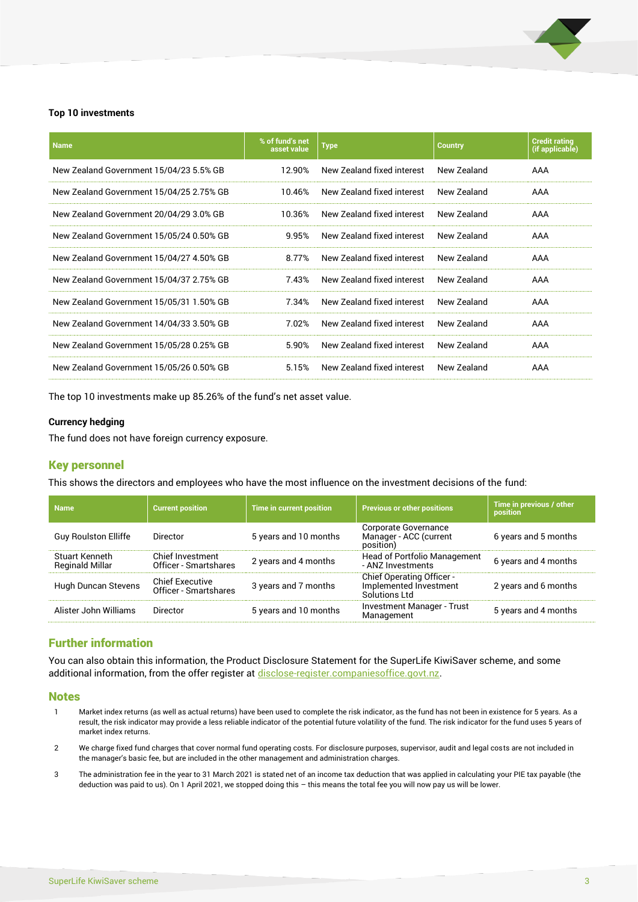### Top 10 investments

| Name | % of fund's net asset value | Type | Country | Credit rating (if applicable) |
|---|---|---|---|---|
| New Zealand Government 15/04/23 5.5% GB | 12.90% | New Zealand fixed interest | New Zealand | AAA |
| New Zealand Government 15/04/25 2.75% GB | 10.46% | New Zealand fixed interest | New Zealand | AAA |
| New Zealand Government 20/04/29 3.0% GB | 10.36% | New Zealand fixed interest | New Zealand | AAA |
| New Zealand Government 15/05/24 0.50% GB | 9.95% | New Zealand fixed interest | New Zealand | AAA |
| New Zealand Government 15/04/27 4.50% GB | 8.77% | New Zealand fixed interest | New Zealand | AAA |
| New Zealand Government 15/04/37 2.75% GB | 7.43% | New Zealand fixed interest | New Zealand | AAA |
| New Zealand Government 15/05/31 1.50% GB | 7.34% | New Zealand fixed interest | New Zealand | AAA |
| New Zealand Government 14/04/33 3.50% GB | 7.02% | New Zealand fixed interest | New Zealand | AAA |
| New Zealand Government 15/05/28 0.25% GB | 5.90% | New Zealand fixed interest | New Zealand | AAA |
| New Zealand Government 15/05/26 0.50% GB | 5.15% | New Zealand fixed interest | New Zealand | AAA |

The top 10 investments make up 85.26% of the fund's net asset value.

### Currency hedging

The fund does not have foreign currency exposure.

## Key personnel

This shows the directors and employees who have the most influence on the investment decisions of the fund:

| Name | Current position | Time in current position | Previous or other positions | Time in previous / other position |
|---|---|---|---|---|
| Guy Roulston Elliffe | Director | 5 years and 10 months | Corporate Governance Manager - ACC (current position) | 6 years and 5 months |
| Stuart Kenneth Reginald Millar | Chief Investment Officer - Smartshares | 2 years and 4 months | Head of Portfolio Management - ANZ Investments | 6 years and 4 months |
| Hugh Duncan Stevens | Chief Executive Officer - Smartshares | 3 years and 7 months | Chief Operating Officer - Implemented Investment Solutions Ltd | 2 years and 6 months |
| Alister John Williams | Director | 5 years and 10 months | Investment Manager - Trust Management | 5 years and 4 months |

## Further information

You can also obtain this information, the Product Disclosure Statement for the SuperLife KiwiSaver scheme, and some additional information, from the offer register at disclose-register.companiesoffice.govt.nz.

## Notes

1. Market index returns (as well as actual returns) have been used to complete the risk indicator, as the fund has not been in existence for 5 years. As a result, the risk indicator may provide a less reliable indicator of the potential future volatility of the fund. The risk indicator for the fund uses 5 years of market index returns.
2. We charge fixed fund charges that cover normal fund operating costs. For disclosure purposes, supervisor, audit and legal costs are not included in the manager's basic fee, but are included in the other management and administration charges.
3. The administration fee in the year to 31 March 2021 is stated net of an income tax deduction that was applied in calculating your PIE tax payable (the deduction was paid to us). On 1 April 2021, we stopped doing this – this means the total fee you will now pay us will be lower.